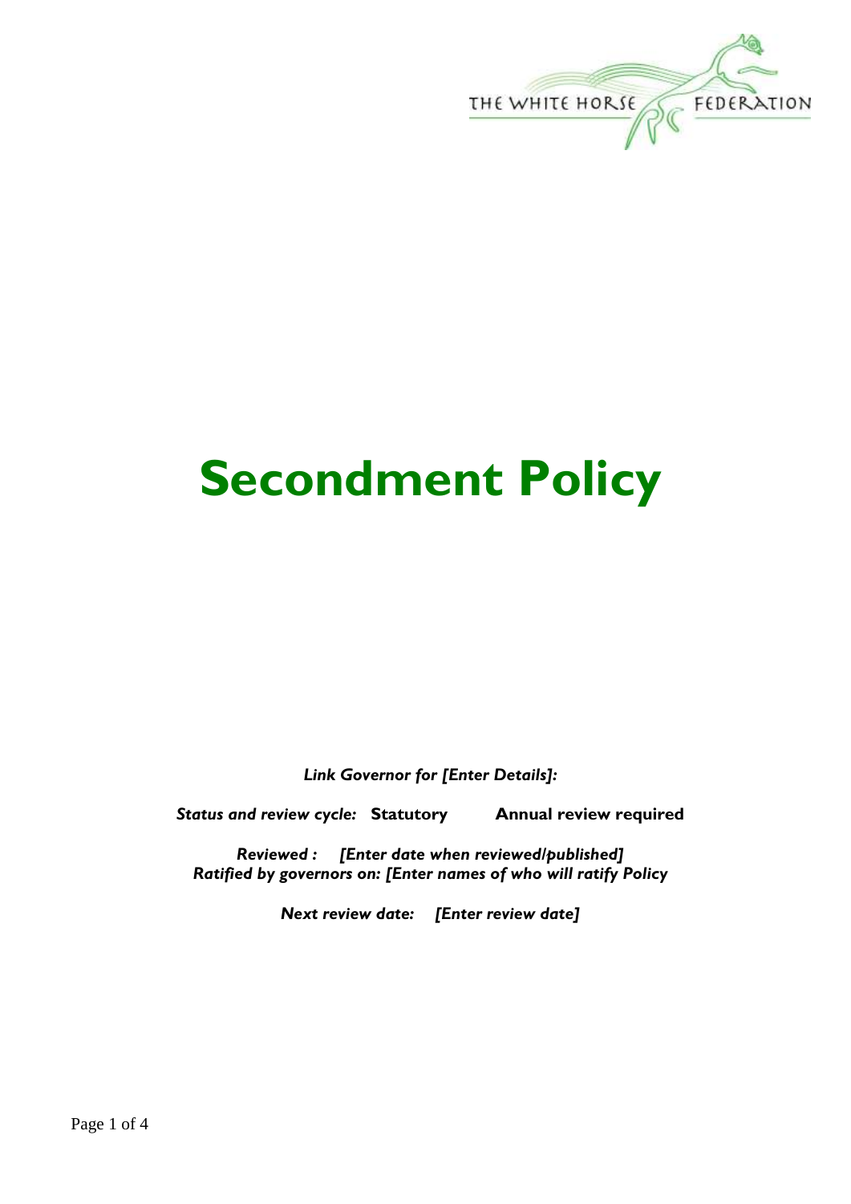THE WHITE HORSE FEDERATION

# Secondment Policy

***Link Governor for [Enter Details]:***

***Status and review cycle:*** **Statutory** **Annual review required**

***Reviewed : [Enter date when reviewed/published]***
***Ratified by governors on: [Enter names of who will ratify Policy***

***Next review date: [Enter review date]***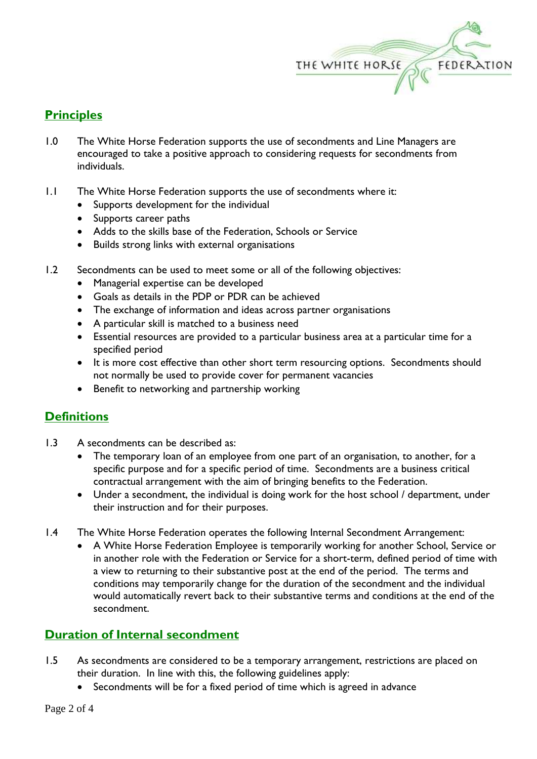## Principles

1.0 The White Horse Federation supports the use of secondments and Line Managers are encouraged to take a positive approach to considering requests for secondments from individuals.

1.1 The White Horse Federation supports the use of secondments where it:

- Supports development for the individual
- Supports career paths
- Adds to the skills base of the Federation, Schools or Service
- Builds strong links with external organisations

1.2 Secondments can be used to meet some or all of the following objectives:

- Managerial expertise can be developed
- Goals as details in the PDP or PDR can be achieved
- The exchange of information and ideas across partner organisations
- A particular skill is matched to a business need
- Essential resources are provided to a particular business area at a particular time for a specified period
- It is more cost effective than other short term resourcing options. Secondments should not normally be used to provide cover for permanent vacancies
- Benefit to networking and partnership working

## Definitions

1.3 A secondments can be described as:

- The temporary loan of an employee from one part of an organisation, to another, for a specific purpose and for a specific period of time. Secondments are a business critical contractual arrangement with the aim of bringing benefits to the Federation.
- Under a secondment, the individual is doing work for the host school / department, under their instruction and for their purposes.

1.4 The White Horse Federation operates the following Internal Secondment Arrangement:

- A White Horse Federation Employee is temporarily working for another School, Service or in another role with the Federation or Service for a short-term, defined period of time with a view to returning to their substantive post at the end of the period. The terms and conditions may temporarily change for the duration of the secondment and the individual would automatically revert back to their substantive terms and conditions at the end of the secondment.

## Duration of Internal secondment

1.5 As secondments are considered to be a temporary arrangement, restrictions are placed on their duration. In line with this, the following guidelines apply:

- Secondments will be for a fixed period of time which is agreed in advance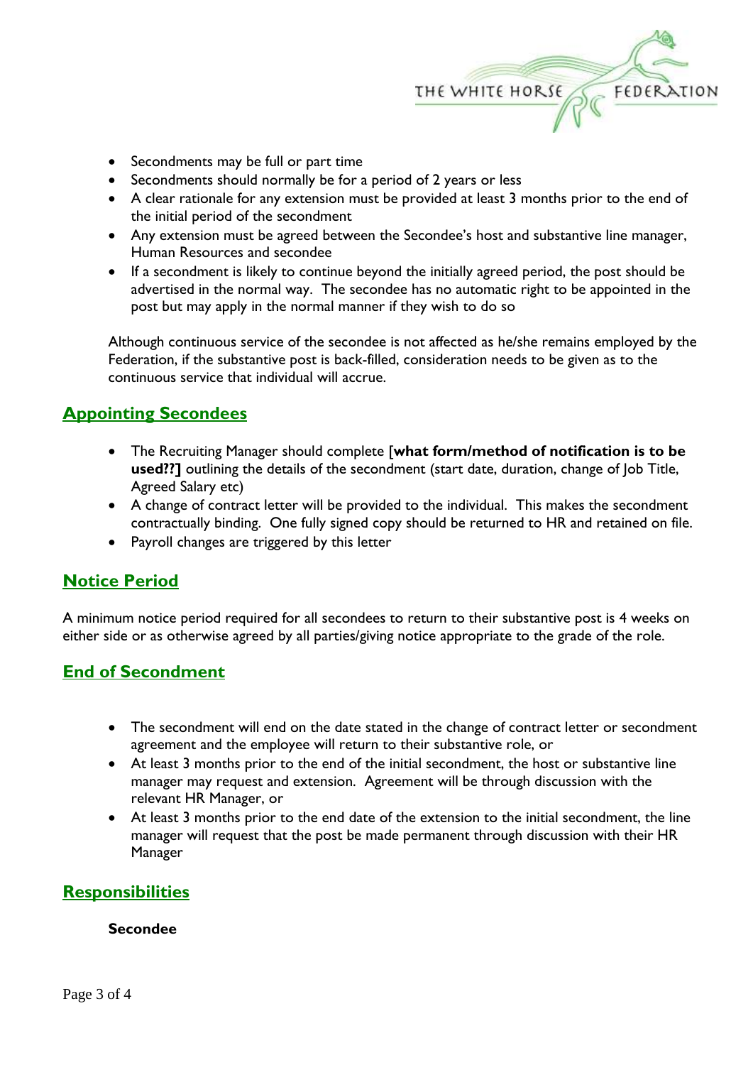- Secondments may be full or part time
- Secondments should normally be for a period of 2 years or less
- A clear rationale for any extension must be provided at least 3 months prior to the end of the initial period of the secondment
- Any extension must be agreed between the Secondee's host and substantive line manager, Human Resources and secondee
- If a secondment is likely to continue beyond the initially agreed period, the post should be advertised in the normal way. The secondee has no automatic right to be appointed in the post but may apply in the normal manner if they wish to do so

Although continuous service of the secondee is not affected as he/she remains employed by the Federation, if the substantive post is back-filled, consideration needs to be given as to the continuous service that individual will accrue.

## Appointing Secondees

- The Recruiting Manager should complete [**what form/method of notification is to be used??]** outlining the details of the secondment (start date, duration, change of Job Title, Agreed Salary etc)
- A change of contract letter will be provided to the individual. This makes the secondment contractually binding. One fully signed copy should be returned to HR and retained on file.
- Payroll changes are triggered by this letter

## Notice Period

A minimum notice period required for all secondees to return to their substantive post is 4 weeks on either side or as otherwise agreed by all parties/giving notice appropriate to the grade of the role.

## End of Secondment

- The secondment will end on the date stated in the change of contract letter or secondment agreement and the employee will return to their substantive role, or
- At least 3 months prior to the end of the initial secondment, the host or substantive line manager may request and extension. Agreement will be through discussion with the relevant HR Manager, or
- At least 3 months prior to the end date of the extension to the initial secondment, the line manager will request that the post be made permanent through discussion with their HR Manager

## Responsibilities

**Secondee**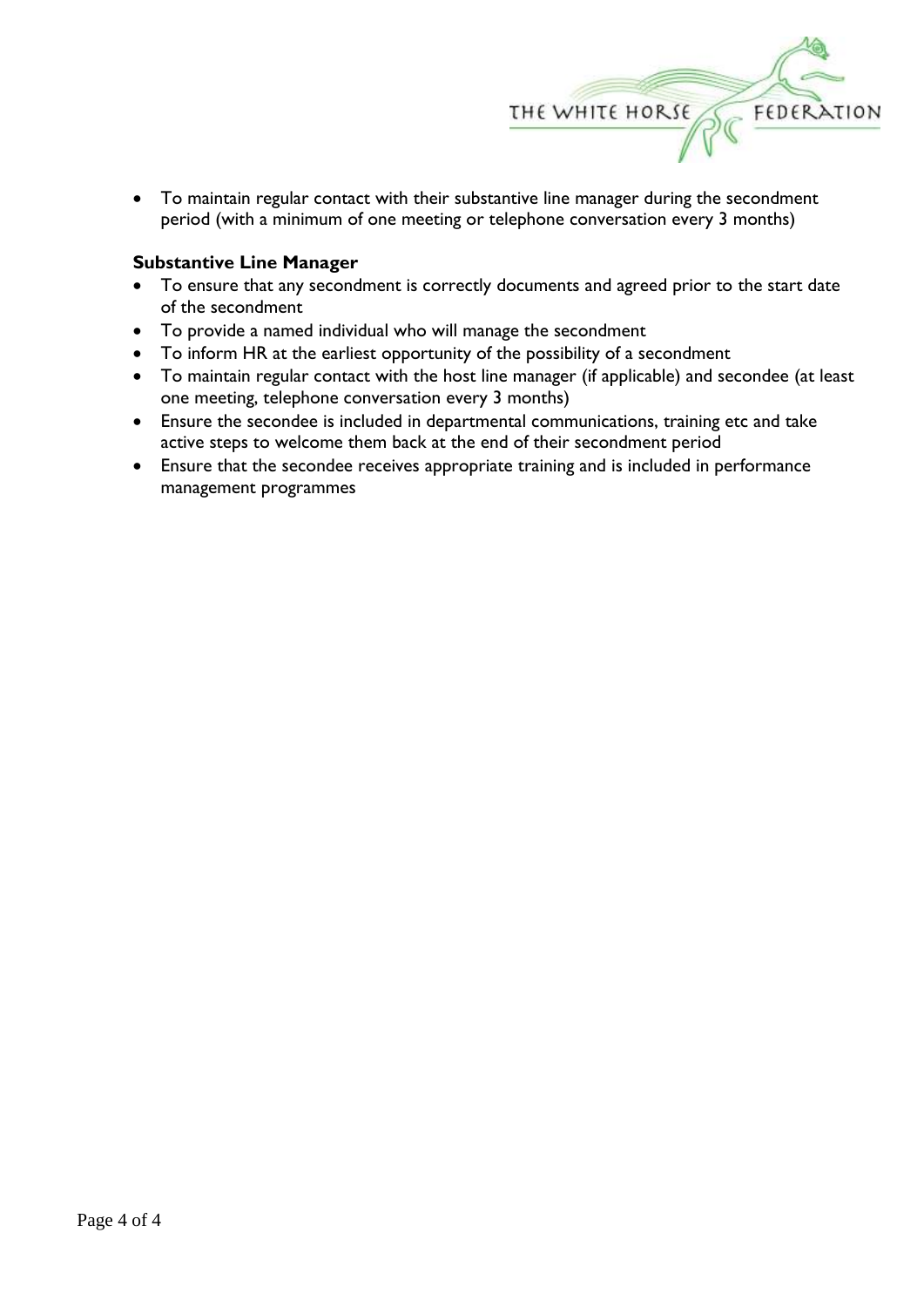- To maintain regular contact with their substantive line manager during the secondment period (with a minimum of one meeting or telephone conversation every 3 months)

**Substantive Line Manager**

- To ensure that any secondment is correctly documents and agreed prior to the start date of the secondment
- To provide a named individual who will manage the secondment
- To inform HR at the earliest opportunity of the possibility of a secondment
- To maintain regular contact with the host line manager (if applicable) and secondee (at least one meeting, telephone conversation every 3 months)
- Ensure the secondee is included in departmental communications, training etc and take active steps to welcome them back at the end of their secondment period
- Ensure that the secondee receives appropriate training and is included in performance management programmes